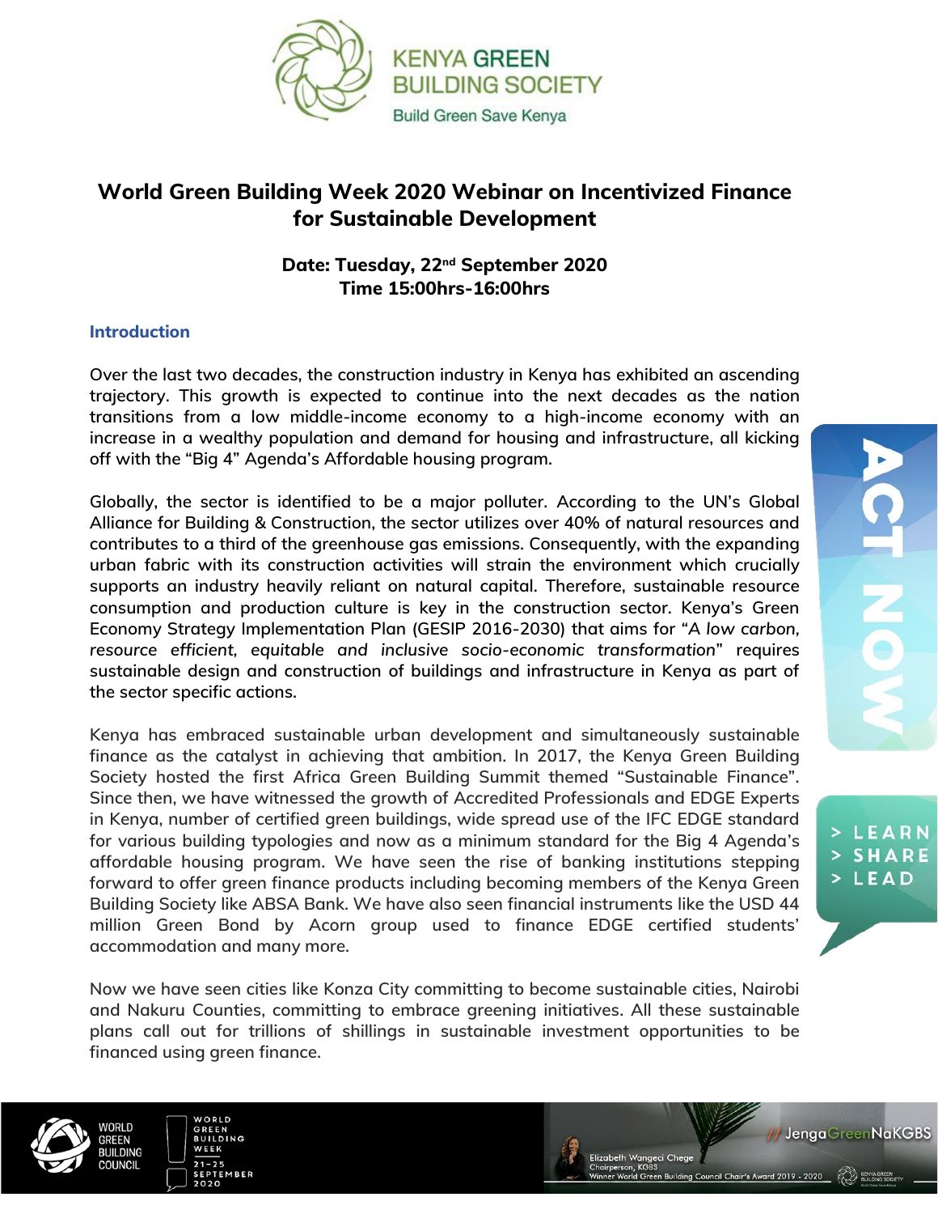# World Green Building Week 2020 Webinar on Incentivized Finance for Sustainable Development

**Date: Tuesday, 22nd September 2020**
**Time 15:00hrs-16:00hrs**

## Introduction

Over the last two decades, the construction industry in Kenya has exhibited an ascending trajectory. This growth is expected to continue into the next decades as the nation transitions from a low middle-income economy to a high-income economy with an increase in a wealthy population and demand for housing and infrastructure, all kicking off with the "Big 4" Agenda's Affordable housing program.

Globally, the sector is identified to be a major polluter. According to the UN's Global Alliance for Building & Construction, the sector utilizes over 40% of natural resources and contributes to a third of the greenhouse gas emissions. Consequently, with the expanding urban fabric with its construction activities will strain the environment which crucially supports an industry heavily reliant on natural capital. Therefore, sustainable resource consumption and production culture is key in the construction sector. Kenya's Green Economy Strategy Implementation Plan (GESIP 2016-2030) that aims for "*A low carbon, resource efficient, equitable and inclusive socio-economic transformation*" requires sustainable design and construction of buildings and infrastructure in Kenya as part of the sector specific actions.

Kenya has embraced sustainable urban development and simultaneously sustainable finance as the catalyst in achieving that ambition. In 2017, the Kenya Green Building Society hosted the first Africa Green Building Summit themed "Sustainable Finance". Since then, we have witnessed the growth of Accredited Professionals and EDGE Experts in Kenya, number of certified green buildings, wide spread use of the IFC EDGE standard for various building typologies and now as a minimum standard for the Big 4 Agenda's affordable housing program. We have seen the rise of banking institutions stepping forward to offer green finance products including becoming members of the Kenya Green Building Society like ABSA Bank. We have also seen financial instruments like the USD 44 million Green Bond by Acorn group used to finance EDGE certified students' accommodation and many more.

Now we have seen cities like Konza City committing to become sustainable cities, Nairobi and Nakuru Counties, committing to embrace greening initiatives. All these sustainable plans call out for trillions of shillings in sustainable investment opportunities to be financed using green finance.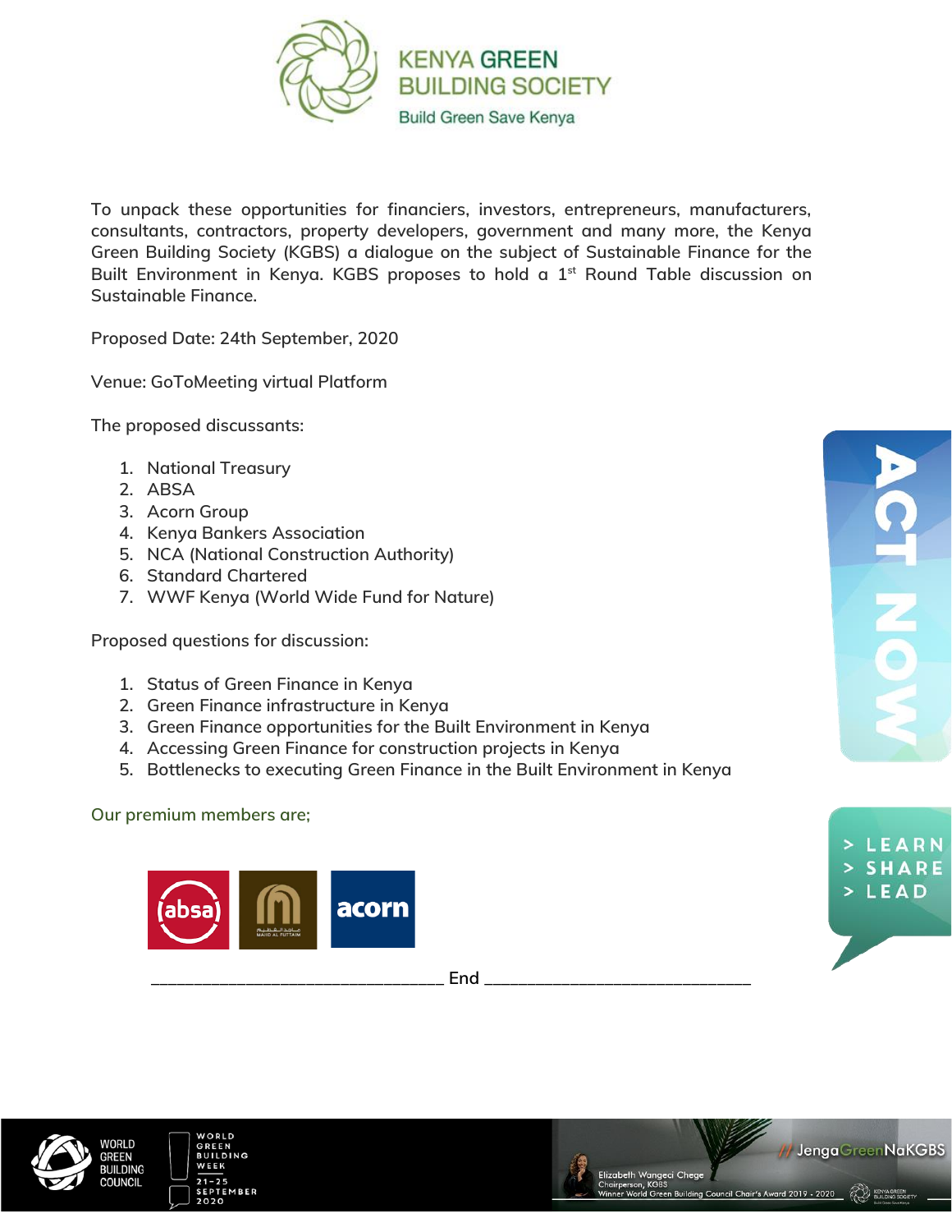To unpack these opportunities for financiers, investors, entrepreneurs, manufacturers, consultants, contractors, property developers, government and many more, the Kenya Green Building Society (KGBS) a dialogue on the subject of Sustainable Finance for the Built Environment in Kenya. KGBS proposes to hold a 1st Round Table discussion on Sustainable Finance.

Proposed Date: 24th September, 2020

Venue: GoToMeeting virtual Platform

The proposed discussants:

1. National Treasury
2. ABSA
3. Acorn Group
4. Kenya Bankers Association
5. NCA (National Construction Authority)
6. Standard Chartered
7. WWF Kenya (World Wide Fund for Nature)

Proposed questions for discussion:

1. Status of Green Finance in Kenya
2. Green Finance infrastructure in Kenya
3. Green Finance opportunities for the Built Environment in Kenya
4. Accessing Green Finance for construction projects in Kenya
5. Bottlenecks to executing Green Finance in the Built Environment in Kenya

Our premium members are;

______________________________ End ______________________________